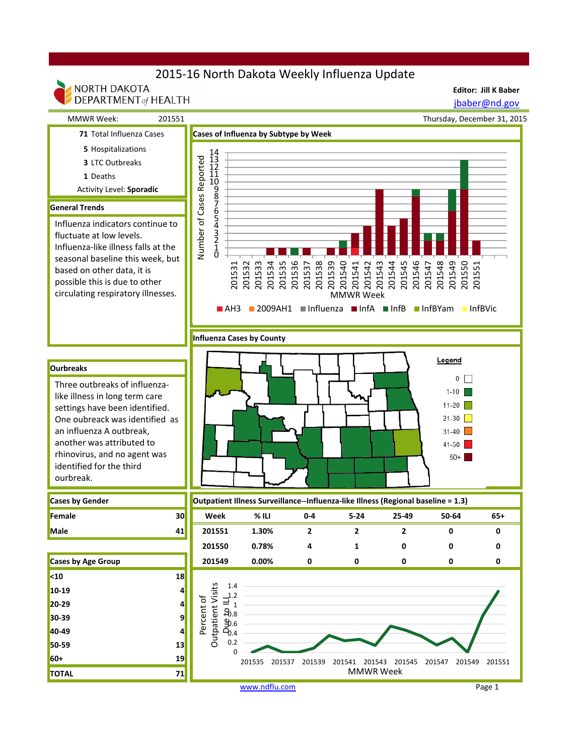# 2015-16 North Dakota Weekly Influenza Update

NORTH DAKOTA DEPARTMENT of HEALTH

**Editor: Jill K Baber**
jbaber@nd.gov

MMWR Week: 201551

Thursday, December 31, 2015

**71** Total Influenza Cases

**5** Hospitalizations

**3** LTC Outbreaks

**1** Deaths

Activity Level: **Sporadic**

## General Trends

Influenza indicators continue to fluctuate at low levels. Influenza-like illness falls at the seasonal baseline this week, but based on other data, it is possible this is due to other circulating respiratory illnesses.

## Ourbreaks

Three outbreaks of influenza-like illness in long term care settings have been identified. One oubreack was identified as an influenza A outbreak, another was attributed to rhinovirus, and no agent was identified for the third ourbreak.

## Cases of Influenza by Subtype by Week

## Influenza Cases by County

## Cases by Gender

| | |
|---|---|
| **Female** | **30** |
| **Male** | **41** |

## Cases by Age Group

| | |
|---|---|
| <10 | 18 |
| 10-19 | 4 |
| 20-29 | 4 |
| 30-39 | 9 |
| 40-49 | 4 |
| 50-59 | 13 |
| 60+ | 19 |
| **TOTAL** | **71** |

## Outpatient Illness Surveillance--Influenza-like Illness (Regional baseline = 1.3)

| Week | % ILI | 0-4 | 5-24 | 25-49 | 50-64 | 65+ |
|---|---|---|---|---|---|---|
| 201551 | 1.30% | 2 | 2 | 2 | 0 | 0 |
| 201550 | 0.78% | 4 | 1 | 0 | 0 | 0 |
| 201549 | 0.00% | 0 | 0 | 0 | 0 | 0 |

www.ndflu.com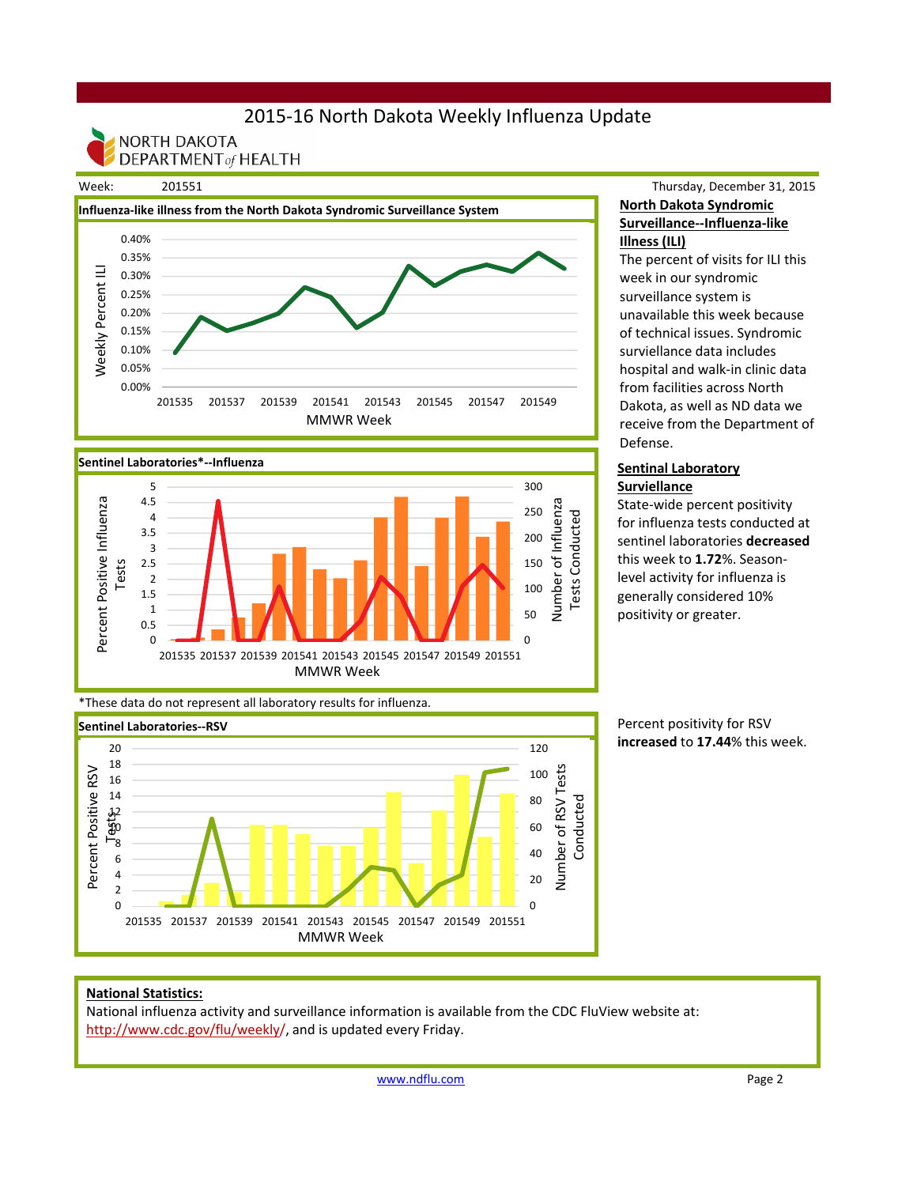# 2015-16 North Dakota Weekly Influenza Update

NORTH DAKOTA DEPARTMENT of HEALTH

Week: 201551

Thursday, December 31, 2015

**Influenza-like illness from the North Dakota Syndromic Surveillance System**

Weekly Percent ILI

0.40%
0.35%
0.30%
0.25%
0.20%
0.15%
0.10%
0.05%
0.00%

201535 201537 201539 201541 201543 201545 201547 201549

MMWR Week

## North Dakota Syndromic Surveillance--Influenza-like Illness (ILI)

The percent of visits for ILI this week in our syndromic surveillance system is unavailable this week because of technical issues. Syndromic surviellance data includes hospital and walk-in clinic data from facilities across North Dakota, as well as ND data we receive from the Department of Defense.

**Sentinel Laboratories*--Influenza**

Percent Positive Influenza Tests

5
4.5
4
3.5
3
2.5
2
1.5
1
0.5
0

Number of Influenza Tests Conducted

300
250
200
150
100
50
0

201535 201537 201539 201541 201543 201545 201547 201549 201551

MMWR Week

## Sentinal Laboratory Surveillance

State-wide percent positivity for influenza tests conducted at sentinel laboratories **decreased** this week to **1.72**%. Season-level activity for influenza is generally considered 10% positivity or greater.

*These data do not represent all laboratory results for influenza.

**Sentinel Laboratories--RSV**

Percent Positive RSV Tests

20
18
16
14
12
10
8
6
4
2
0

Number of RSV Tests Conducted

120
100
80
60
40
20
0

201535 201537 201539 201541 201543 201545 201547 201549 201551

MMWR Week

Percent positivity for RSV **increased** to **17.44**% this week.

**National Statistics:**

National influenza activity and surveillance information is available from the CDC FluView website at: http://www.cdc.gov/flu/weekly/, and is updated every Friday.

www.ndflu.com